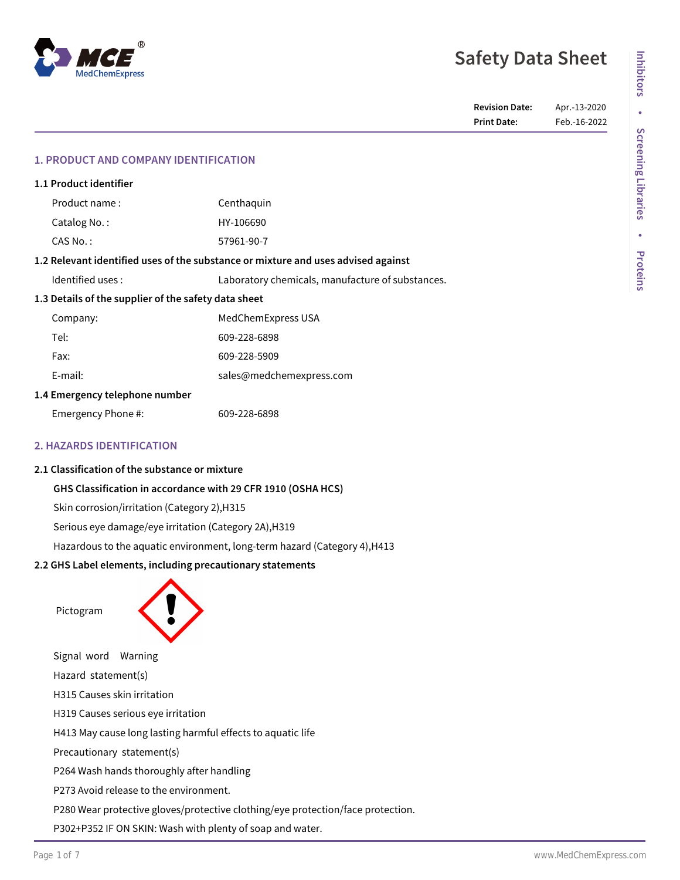# Safety Data Sheet

**Revision Date:** Apr.-13-2020
**Print Date:** Feb.-16-2022

## 1. PRODUCT AND COMPANY IDENTIFICATION

### 1.1 Product identifier

| | |
|---|---|
| Product name : | Centhaquin |
| Catalog No. : | HY-106690 |
| CAS No. : | 57961-90-7 |

### 1.2 Relevant identified uses of the substance or mixture and uses advised against

| | |
|---|---|
| Identified uses : | Laboratory chemicals, manufacture of substances. |

### 1.3 Details of the supplier of the safety data sheet

| | |
|---|---|
| Company: | MedChemExpress USA |
| Tel: | 609-228-6898 |
| Fax: | 609-228-5909 |
| E-mail: | sales@medchemexpress.com |

### 1.4 Emergency telephone number

| | |
|---|---|
| Emergency Phone #: | 609-228-6898 |

## 2. HAZARDS IDENTIFICATION

### 2.1 Classification of the substance or mixture

**GHS Classification in accordance with 29 CFR 1910 (OSHA HCS)**

Skin corrosion/irritation (Category 2),H315

Serious eye damage/eye irritation (Category 2A),H319

Hazardous to the aquatic environment, long-term hazard (Category 4),H413

### 2.2 GHS Label elements, including precautionary statements

Pictogram

Signal word Warning

Hazard statement(s)

H315 Causes skin irritation

H319 Causes serious eye irritation

H413 May cause long lasting harmful effects to aquatic life

Precautionary statement(s)

P264 Wash hands thoroughly after handling

P273 Avoid release to the environment.

P280 Wear protective gloves/protective clothing/eye protection/face protection.

P302+P352 IF ON SKIN: Wash with plenty of soap and water.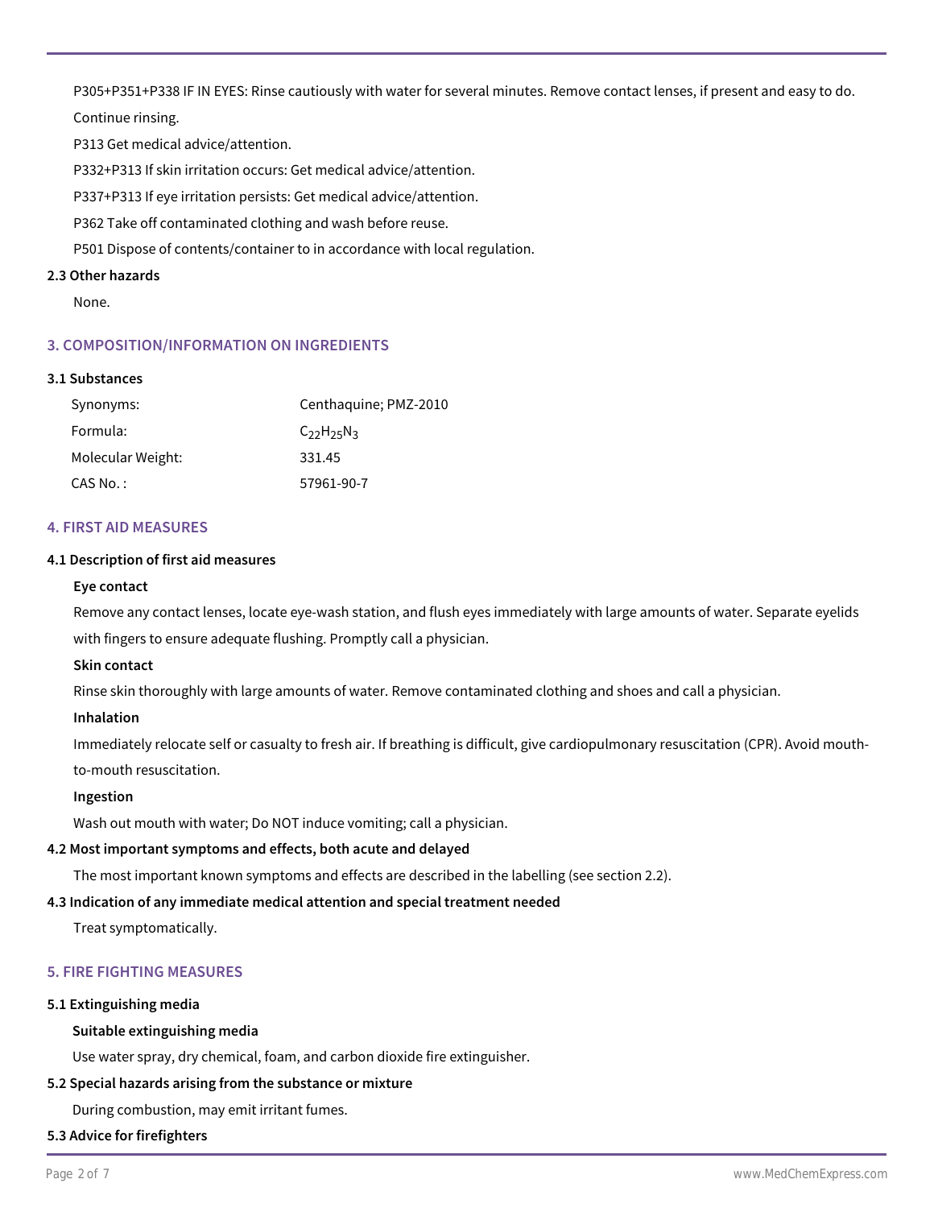P305+P351+P338 IF IN EYES: Rinse cautiously with water for several minutes. Remove contact lenses, if present and easy to do. Continue rinsing.

P313 Get medical advice/attention.

P332+P313 If skin irritation occurs: Get medical advice/attention.

P337+P313 If eye irritation persists: Get medical advice/attention.

P362 Take off contaminated clothing and wash before reuse.

P501 Dispose of contents/container to in accordance with local regulation.

**2.3 Other hazards**

None.

## 3. COMPOSITION/INFORMATION ON INGREDIENTS

**3.1 Substances**

| | |
|---|---|
| Synonyms: | Centhaquine; PMZ-2010 |
| Formula: | $C_{22}H_{25}N_3$ |
| Molecular Weight: | 331.45 |
| CAS No. : | 57961-90-7 |

## 4. FIRST AID MEASURES

**4.1 Description of first aid measures**

**Eye contact**

Remove any contact lenses, locate eye-wash station, and flush eyes immediately with large amounts of water. Separate eyelids with fingers to ensure adequate flushing. Promptly call a physician.

**Skin contact**

Rinse skin thoroughly with large amounts of water. Remove contaminated clothing and shoes and call a physician.

**Inhalation**

Immediately relocate self or casualty to fresh air. If breathing is difficult, give cardiopulmonary resuscitation (CPR). Avoid mouth-to-mouth resuscitation.

**Ingestion**

Wash out mouth with water; Do NOT induce vomiting; call a physician.

**4.2 Most important symptoms and effects, both acute and delayed**

The most important known symptoms and effects are described in the labelling (see section 2.2).

**4.3 Indication of any immediate medical attention and special treatment needed**

Treat symptomatically.

## 5. FIRE FIGHTING MEASURES

**5.1 Extinguishing media**

**Suitable extinguishing media**

Use water spray, dry chemical, foam, and carbon dioxide fire extinguisher.

**5.2 Special hazards arising from the substance or mixture**

During combustion, may emit irritant fumes.

**5.3 Advice for firefighters**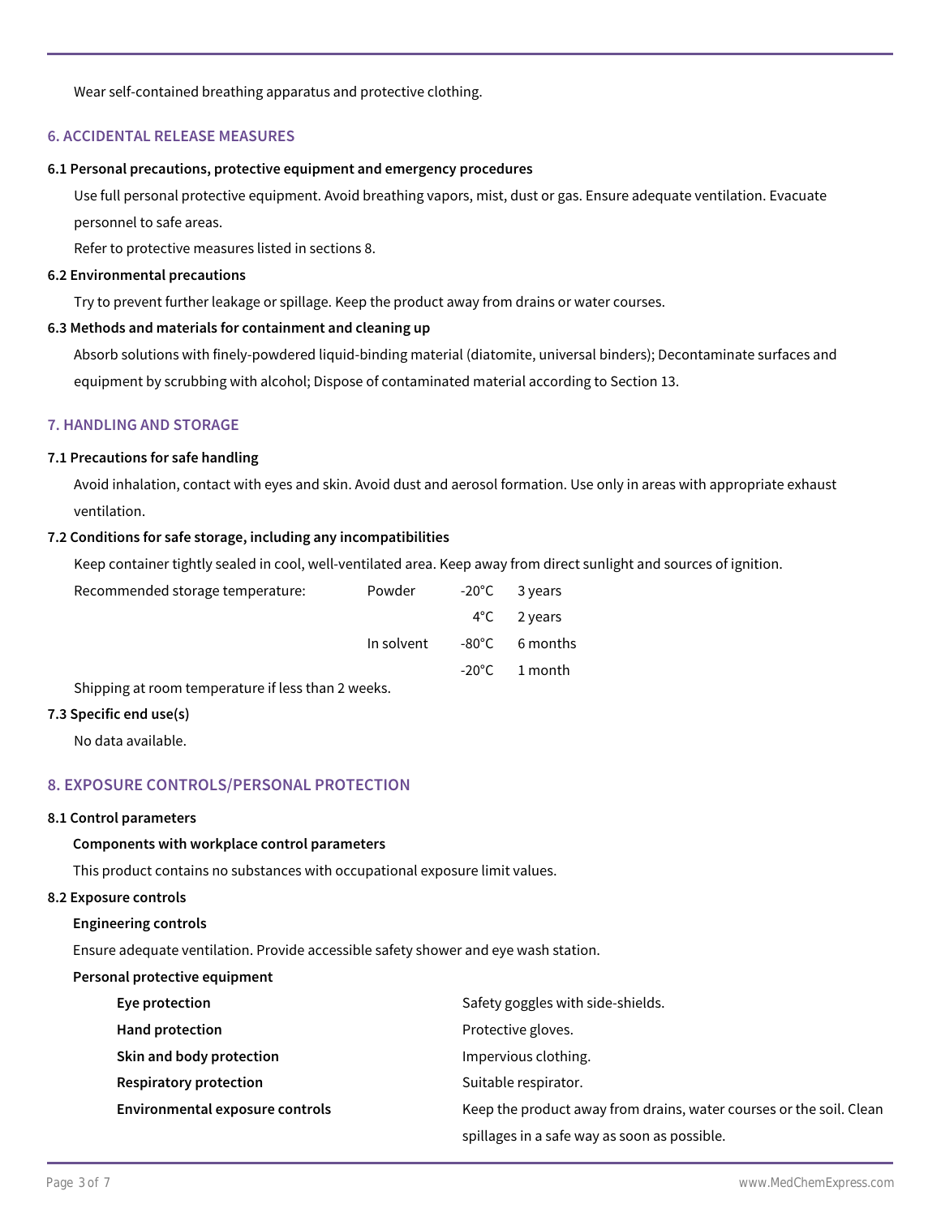Wear self-contained breathing apparatus and protective clothing.

## 6. ACCIDENTAL RELEASE MEASURES

### 6.1 Personal precautions, protective equipment and emergency procedures

Use full personal protective equipment. Avoid breathing vapors, mist, dust or gas. Ensure adequate ventilation. Evacuate personnel to safe areas.

Refer to protective measures listed in sections 8.

### 6.2 Environmental precautions

Try to prevent further leakage or spillage. Keep the product away from drains or water courses.

### 6.3 Methods and materials for containment and cleaning up

Absorb solutions with finely-powdered liquid-binding material (diatomite, universal binders); Decontaminate surfaces and equipment by scrubbing with alcohol; Dispose of contaminated material according to Section 13.

## 7. HANDLING AND STORAGE

### 7.1 Precautions for safe handling

Avoid inhalation, contact with eyes and skin. Avoid dust and aerosol formation. Use only in areas with appropriate exhaust ventilation.

### 7.2 Conditions for safe storage, including any incompatibilities

Keep container tightly sealed in cool, well-ventilated area. Keep away from direct sunlight and sources of ignition.

| Recommended storage temperature: | Powder | -20°C | 3 years |
| --- | --- | --- | --- |
| | | 4°C | 2 years |
| | In solvent | -80°C | 6 months |
| | | -20°C | 1 month |

Shipping at room temperature if less than 2 weeks.

### 7.3 Specific end use(s)

No data available.

## 8. EXPOSURE CONTROLS/PERSONAL PROTECTION

### 8.1 Control parameters

**Components with workplace control parameters**

This product contains no substances with occupational exposure limit values.

### 8.2 Exposure controls

**Engineering controls**

Ensure adequate ventilation. Provide accessible safety shower and eye wash station.

**Personal protective equipment**

| | |
| --- | --- |
| **Eye protection** | Safety goggles with side-shields. |
| **Hand protection** | Protective gloves. |
| **Skin and body protection** | Impervious clothing. |
| **Respiratory protection** | Suitable respirator. |
| **Environmental exposure controls** | Keep the product away from drains, water courses or the soil. Clean spillages in a safe way as soon as possible. |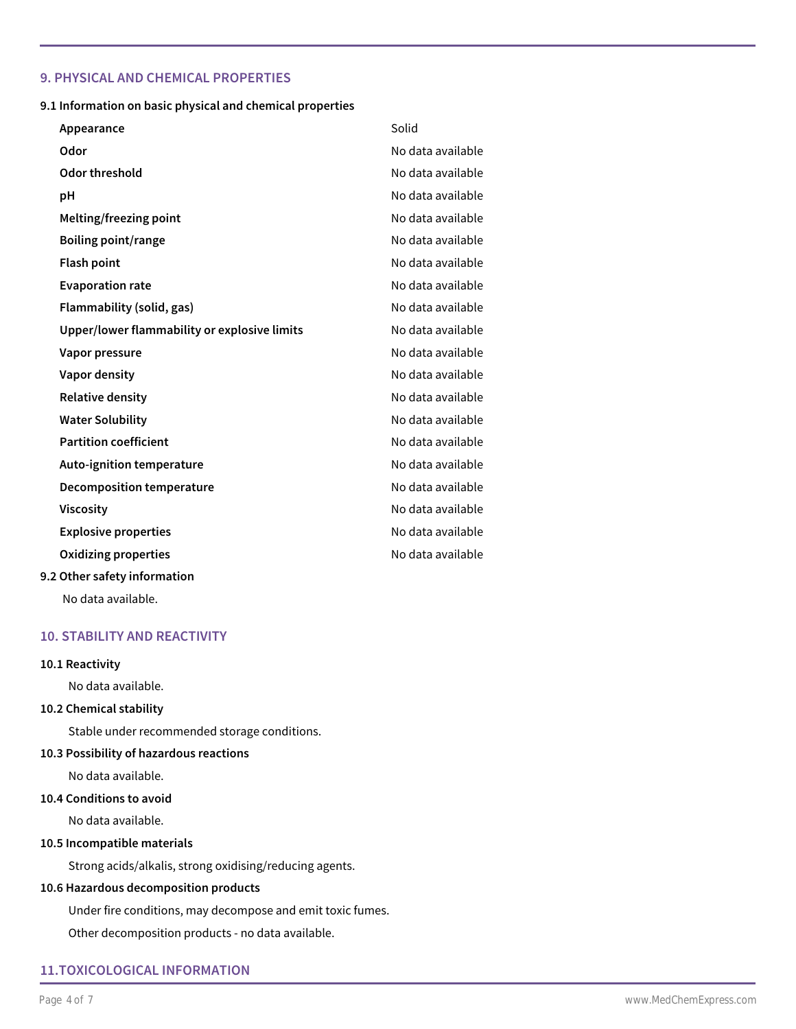## 9. PHYSICAL AND CHEMICAL PROPERTIES

### 9.1 Information on basic physical and chemical properties

| Property | Value |
|---|---|
| **Appearance** | Solid |
| **Odor** | No data available |
| **Odor threshold** | No data available |
| **pH** | No data available |
| **Melting/freezing point** | No data available |
| **Boiling point/range** | No data available |
| **Flash point** | No data available |
| **Evaporation rate** | No data available |
| **Flammability (solid, gas)** | No data available |
| **Upper/lower flammability or explosive limits** | No data available |
| **Vapor pressure** | No data available |
| **Vapor density** | No data available |
| **Relative density** | No data available |
| **Water Solubility** | No data available |
| **Partition coefficient** | No data available |
| **Auto-ignition temperature** | No data available |
| **Decomposition temperature** | No data available |
| **Viscosity** | No data available |
| **Explosive properties** | No data available |
| **Oxidizing properties** | No data available |

### 9.2 Other safety information

No data available.

## 10. STABILITY AND REACTIVITY

### 10.1 Reactivity

No data available.

### 10.2 Chemical stability

Stable under recommended storage conditions.

### 10.3 Possibility of hazardous reactions

No data available.

### 10.4 Conditions to avoid

No data available.

### 10.5 Incompatible materials

Strong acids/alkalis, strong oxidising/reducing agents.

### 10.6 Hazardous decomposition products

Under fire conditions, may decompose and emit toxic fumes.

Other decomposition products - no data available.

## 11.TOXICOLOGICAL INFORMATION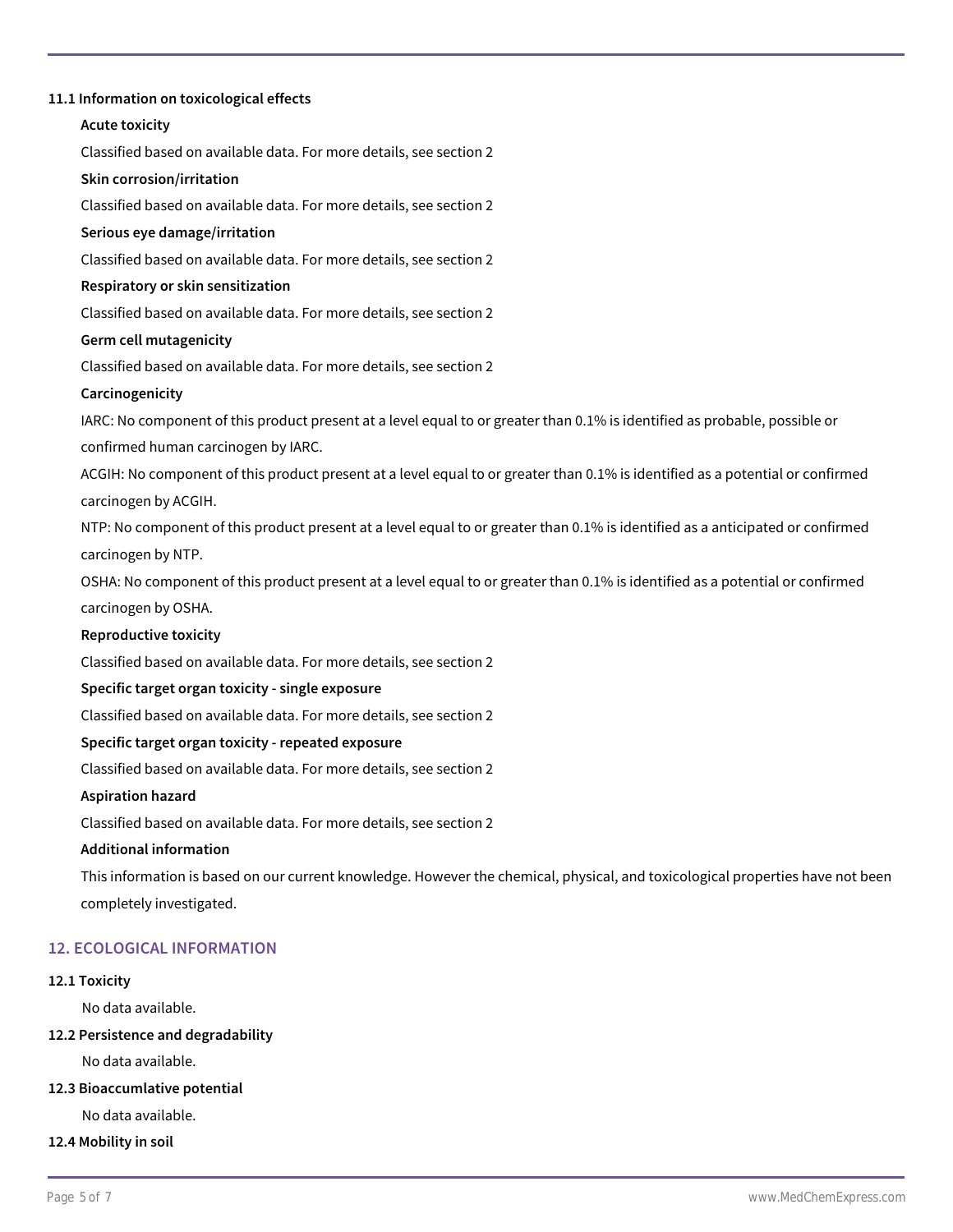### 11.1 Information on toxicological effects

**Acute toxicity**

Classified based on available data. For more details, see section 2

**Skin corrosion/irritation**

Classified based on available data. For more details, see section 2

**Serious eye damage/irritation**

Classified based on available data. For more details, see section 2

**Respiratory or skin sensitization**

Classified based on available data. For more details, see section 2

**Germ cell mutagenicity**

Classified based on available data. For more details, see section 2

**Carcinogenicity**

IARC: No component of this product present at a level equal to or greater than 0.1% is identified as probable, possible or confirmed human carcinogen by IARC.

ACGIH: No component of this product present at a level equal to or greater than 0.1% is identified as a potential or confirmed carcinogen by ACGIH.

NTP: No component of this product present at a level equal to or greater than 0.1% is identified as a anticipated or confirmed carcinogen by NTP.

OSHA: No component of this product present at a level equal to or greater than 0.1% is identified as a potential or confirmed carcinogen by OSHA.

**Reproductive toxicity**

Classified based on available data. For more details, see section 2

**Specific target organ toxicity - single exposure**

Classified based on available data. For more details, see section 2

**Specific target organ toxicity - repeated exposure**

Classified based on available data. For more details, see section 2

**Aspiration hazard**

Classified based on available data. For more details, see section 2

**Additional information**

This information is based on our current knowledge. However the chemical, physical, and toxicological properties have not been completely investigated.

## 12. ECOLOGICAL INFORMATION

### 12.1 Toxicity

No data available.

### 12.2 Persistence and degradability

No data available.

### 12.3 Bioaccumlative potential

No data available.

### 12.4 Mobility in soil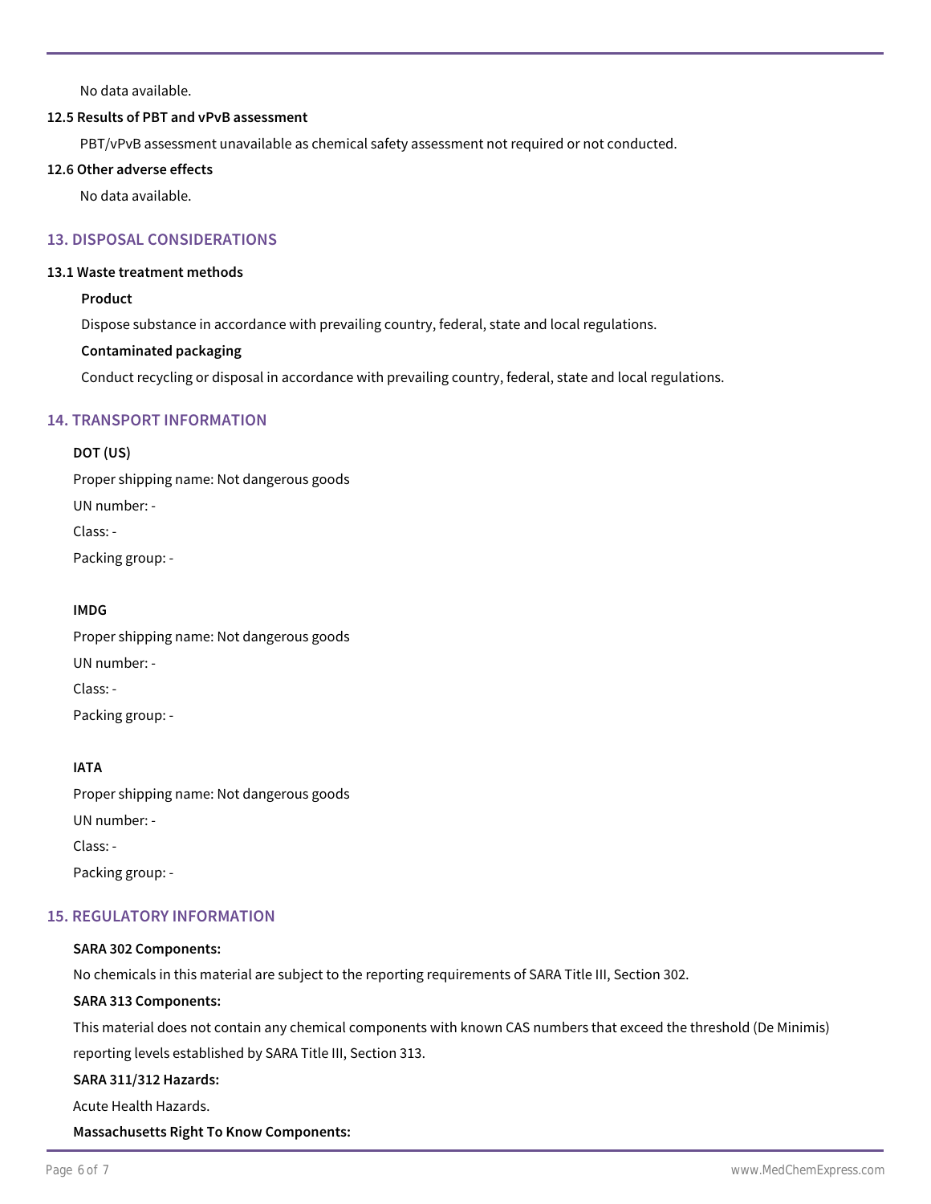No data available.

**12.5 Results of PBT and vPvB assessment**

PBT/vPvB assessment unavailable as chemical safety assessment not required or not conducted.

**12.6 Other adverse effects**

No data available.

## 13. DISPOSAL CONSIDERATIONS

**13.1 Waste treatment methods**

**Product**

Dispose substance in accordance with prevailing country, federal, state and local regulations.

**Contaminated packaging**

Conduct recycling or disposal in accordance with prevailing country, federal, state and local regulations.

## 14. TRANSPORT INFORMATION

**DOT (US)**

Proper shipping name: Not dangerous goods

UN number: -

Class: -

Packing group: -

**IMDG**

Proper shipping name: Not dangerous goods

UN number: -

Class: -

Packing group: -

**IATA**

Proper shipping name: Not dangerous goods

UN number: -

Class: -

Packing group: -

## 15. REGULATORY INFORMATION

**SARA 302 Components:**

No chemicals in this material are subject to the reporting requirements of SARA Title III, Section 302.

**SARA 313 Components:**

This material does not contain any chemical components with known CAS numbers that exceed the threshold (De Minimis) reporting levels established by SARA Title III, Section 313.

**SARA 311/312 Hazards:**

Acute Health Hazards.

**Massachusetts Right To Know Components:**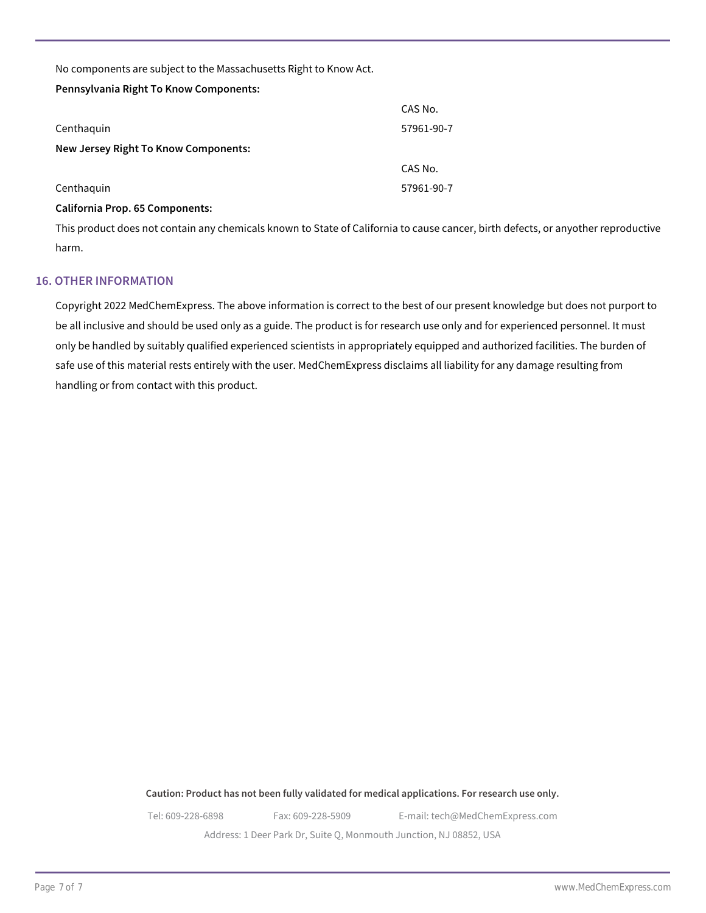No components are subject to the Massachusetts Right to Know Act.

**Pennsylvania Right To Know Components:**

| | CAS No. |
|---|---|
| Centhaquin | 57961-90-7 |

**New Jersey Right To Know Components:**

| | CAS No. |
|---|---|
| Centhaquin | 57961-90-7 |

**California Prop. 65 Components:**

This product does not contain any chemicals known to State of California to cause cancer, birth defects, or anyother reproductive harm.

## 16. OTHER INFORMATION

Copyright 2022 MedChemExpress. The above information is correct to the best of our present knowledge but does not purport to be all inclusive and should be used only as a guide. The product is for research use only and for experienced personnel. It must only be handled by suitably qualified experienced scientists in appropriately equipped and authorized facilities. The burden of safe use of this material rests entirely with the user. MedChemExpress disclaims all liability for any damage resulting from handling or from contact with this product.

**Caution: Product has not been fully validated for medical applications. For research use only.**

Tel: 609-228-6898 Fax: 609-228-5909 E-mail: tech@MedChemExpress.com

Address: 1 Deer Park Dr, Suite Q, Monmouth Junction, NJ 08852, USA